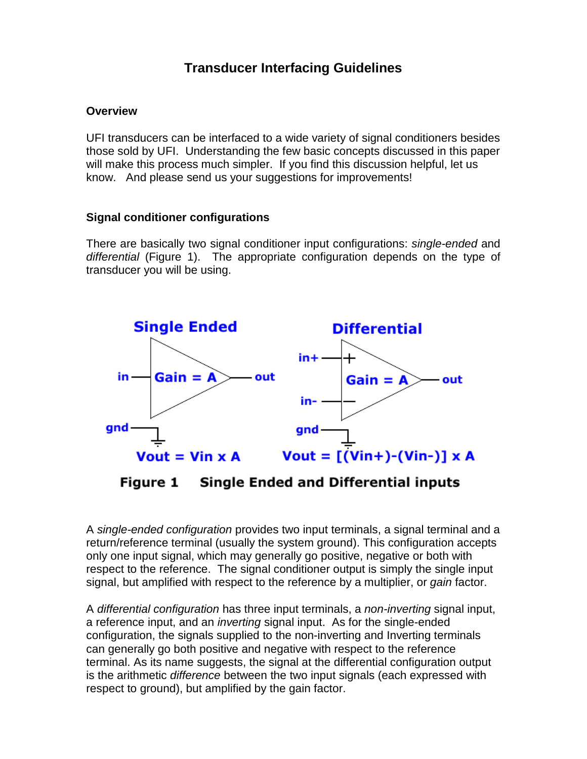# Transducer Interfacing Guidelines

## Overview

UFI transducers can be interfaced to a wide variety of signal conditioners besides those sold by UFI. Understanding the few basic concepts discussed in this paper will make this process much simpler. If you find this discussion helpful, let us know. And please send us your suggestions for improvements!

## Signal conditioner configurations

There are basically two signal conditioner input configurations: *single-ended* and *differential* (Figure 1). The appropriate configuration depends on the type of transducer you will be using.

**Figure 1 Single Ended and Differential inputs**

A *single-ended configuration* provides two input terminals, a signal terminal and a return/reference terminal (usually the system ground). This configuration accepts only one input signal, which may generally go positive, negative or both with respect to the reference. The signal conditioner output is simply the single input signal, but amplified with respect to the reference by a multiplier, or *gain* factor.

A *differential configuration* has three input terminals, a *non-inverting* signal input, a reference input, and an *inverting* signal input. As for the single-ended configuration, the signals supplied to the non-inverting and Inverting terminals can generally go both positive and negative with respect to the reference terminal. As its name suggests, the signal at the differential configuration output is the arithmetic *difference* between the two input signals (each expressed with respect to ground), but amplified by the gain factor.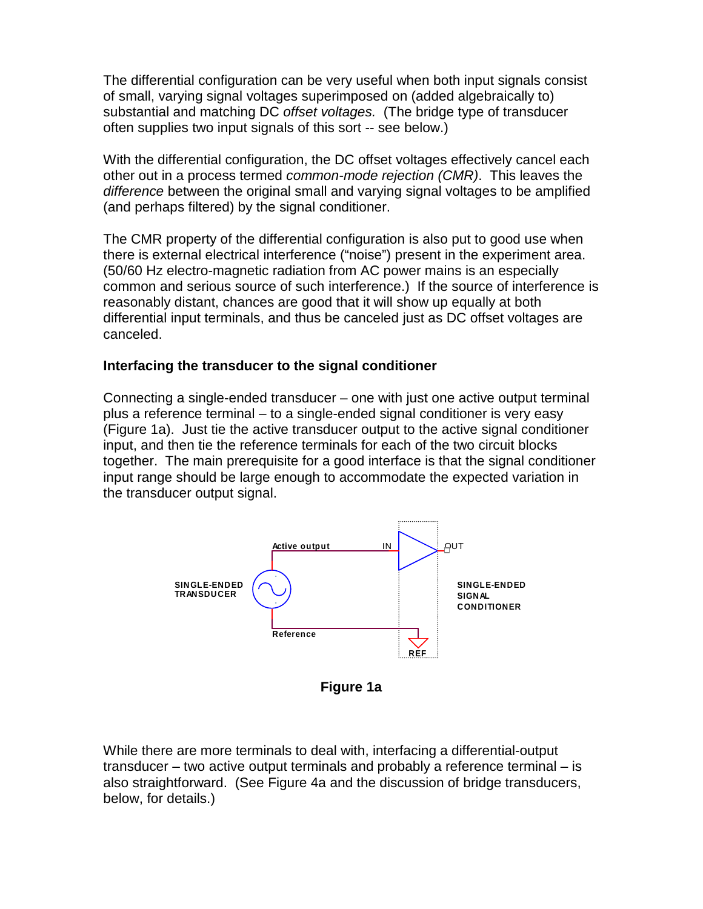The differential configuration can be very useful when both input signals consist of small, varying signal voltages superimposed on (added algebraically to) substantial and matching DC *offset voltages.* (The bridge type of transducer often supplies two input signals of this sort -- see below.)

With the differential configuration, the DC offset voltages effectively cancel each other out in a process termed *common-mode rejection (CMR)*. This leaves the *difference* between the original small and varying signal voltages to be amplified (and perhaps filtered) by the signal conditioner.

The CMR property of the differential configuration is also put to good use when there is external electrical interference ("noise") present in the experiment area. (50/60 Hz electro-magnetic radiation from AC power mains is an especially common and serious source of such interference.) If the source of interference is reasonably distant, chances are good that it will show up equally at both differential input terminals, and thus be canceled just as DC offset voltages are canceled.

**Interfacing the transducer to the signal conditioner**

Connecting a single-ended transducer – one with just one active output terminal plus a reference terminal – to a single-ended signal conditioner is very easy (Figure 1a). Just tie the active transducer output to the active signal conditioner input, and then tie the reference terminals for each of the two circuit blocks together. The main prerequisite for a good interface is that the signal conditioner input range should be large enough to accommodate the expected variation in the transducer output signal.

**Figure 1a**

While there are more terminals to deal with, interfacing a differential-output transducer – two active output terminals and probably a reference terminal – is also straightforward. (See Figure 4a and the discussion of bridge transducers, below, for details.)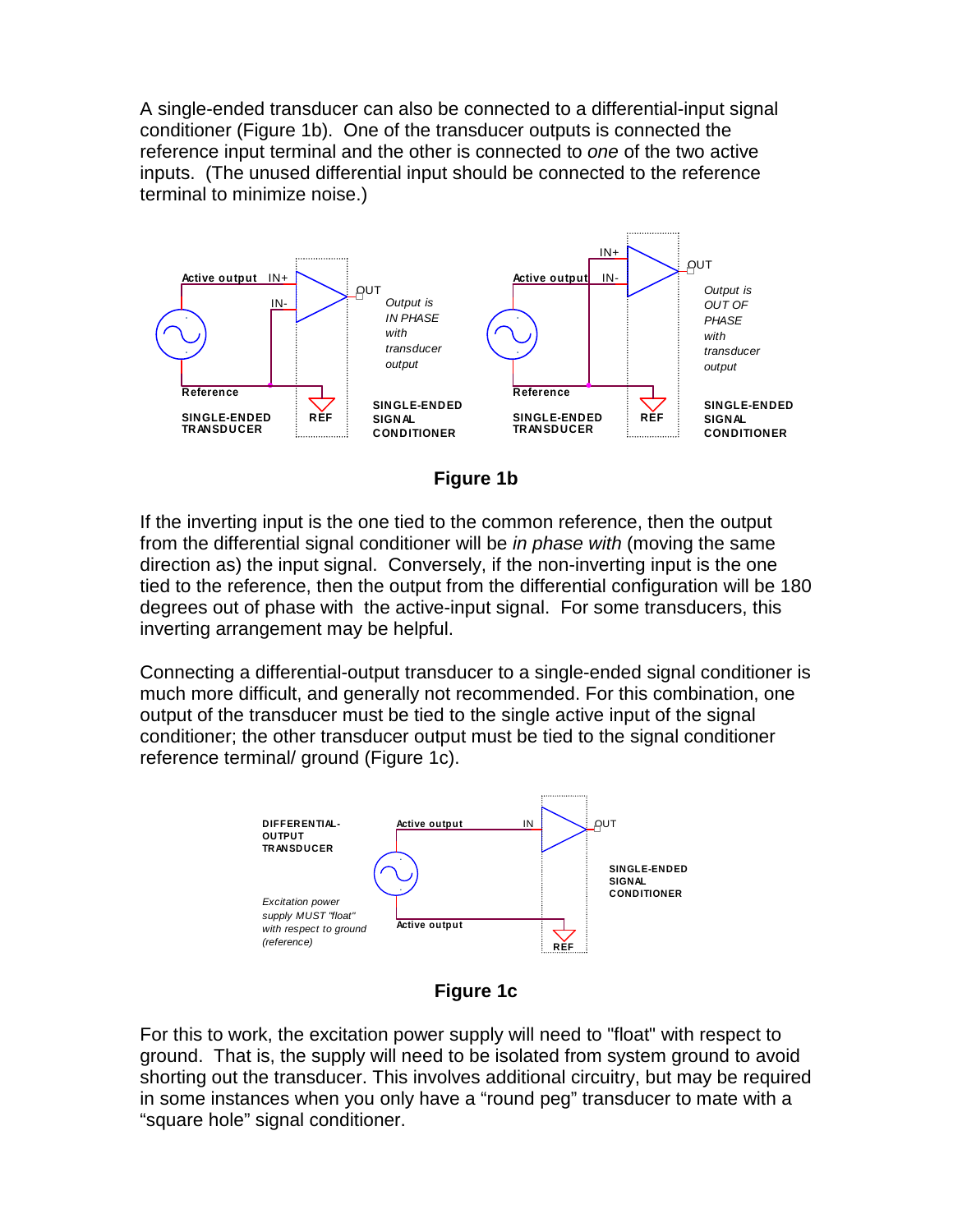A single-ended transducer can also be connected to a differential-input signal conditioner (Figure 1b). One of the transducer outputs is connected the reference input terminal and the other is connected to *one* of the two active inputs. (The unused differential input should be connected to the reference terminal to minimize noise.)

**Figure 1b**

If the inverting input is the one tied to the common reference, then the output from the differential signal conditioner will be *in phase with* (moving the same direction as) the input signal. Conversely, if the non-inverting input is the one tied to the reference, then the output from the differential configuration will be 180 degrees out of phase with the active-input signal. For some transducers, this inverting arrangement may be helpful.

Connecting a differential-output transducer to a single-ended signal conditioner is much more difficult, and generally not recommended. For this combination, one output of the transducer must be tied to the single active input of the signal conditioner; the other transducer output must be tied to the signal conditioner reference terminal/ ground (Figure 1c).

**Figure 1c**

For this to work, the excitation power supply will need to "float" with respect to ground. That is, the supply will need to be isolated from system ground to avoid shorting out the transducer. This involves additional circuitry, but may be required in some instances when you only have a "round peg" transducer to mate with a "square hole" signal conditioner.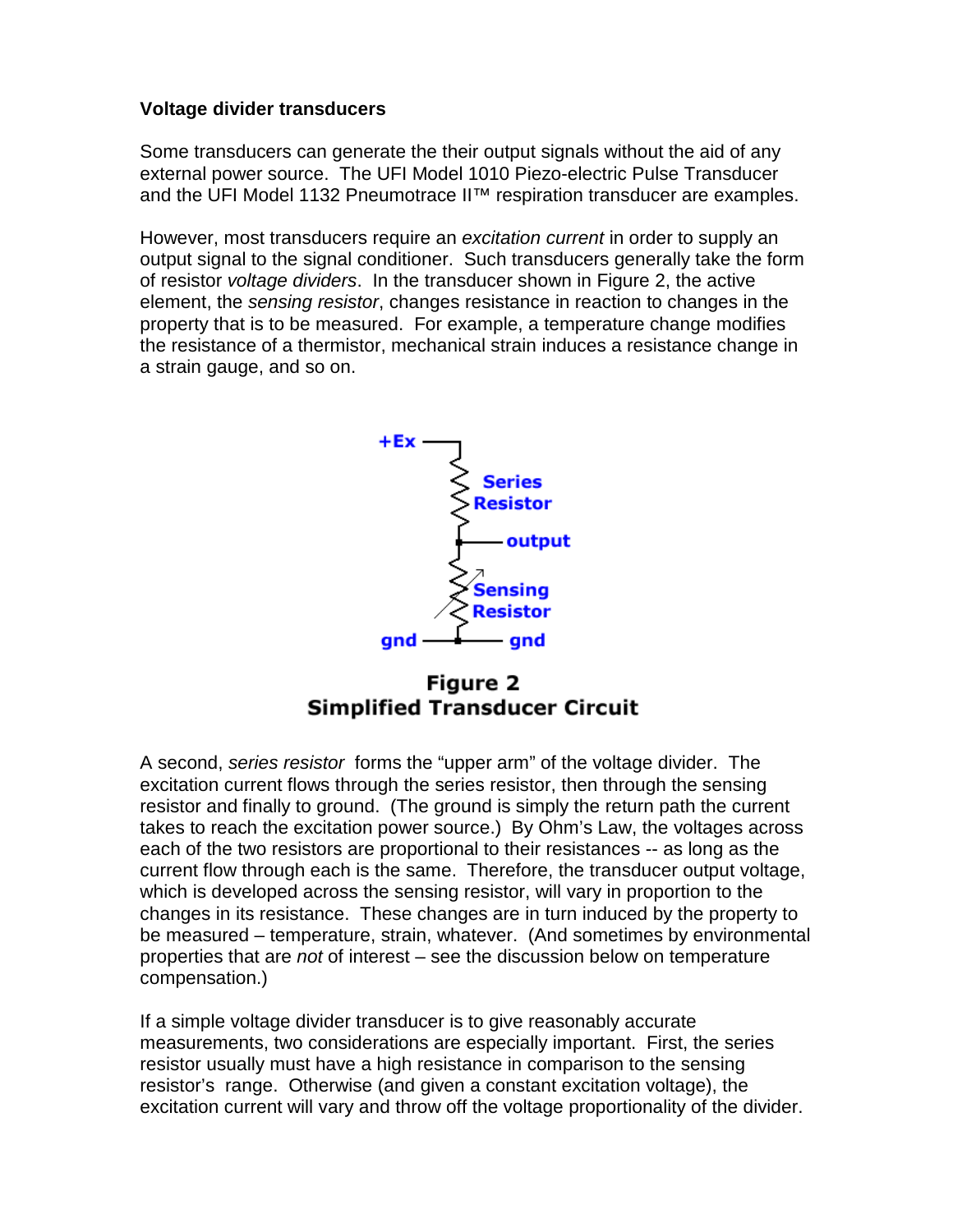**Voltage divider transducers**

Some transducers can generate the their output signals without the aid of any external power source. The UFI Model 1010 Piezo-electric Pulse Transducer and the UFI Model 1132 Pneumotrace II™ respiration transducer are examples.

However, most transducers require an *excitation current* in order to supply an output signal to the signal conditioner. Such transducers generally take the form of resistor *voltage dividers*. In the transducer shown in Figure 2, the active element, the *sensing resistor*, changes resistance in reaction to changes in the property that is to be measured. For example, a temperature change modifies the resistance of a thermistor, mechanical strain induces a resistance change in a strain gauge, and so on.

**Figure 2**
**Simplified Transducer Circuit**

A second, *series resistor* forms the "upper arm" of the voltage divider. The excitation current flows through the series resistor, then through the sensing resistor and finally to ground. (The ground is simply the return path the current takes to reach the excitation power source.) By Ohm's Law, the voltages across each of the two resistors are proportional to their resistances -- as long as the current flow through each is the same. Therefore, the transducer output voltage, which is developed across the sensing resistor, will vary in proportion to the changes in its resistance. These changes are in turn induced by the property to be measured – temperature, strain, whatever. (And sometimes by environmental properties that are *not* of interest – see the discussion below on temperature compensation.)

If a simple voltage divider transducer is to give reasonably accurate measurements, two considerations are especially important. First, the series resistor usually must have a high resistance in comparison to the sensing resistor's range. Otherwise (and given a constant excitation voltage), the excitation current will vary and throw off the voltage proportionality of the divider.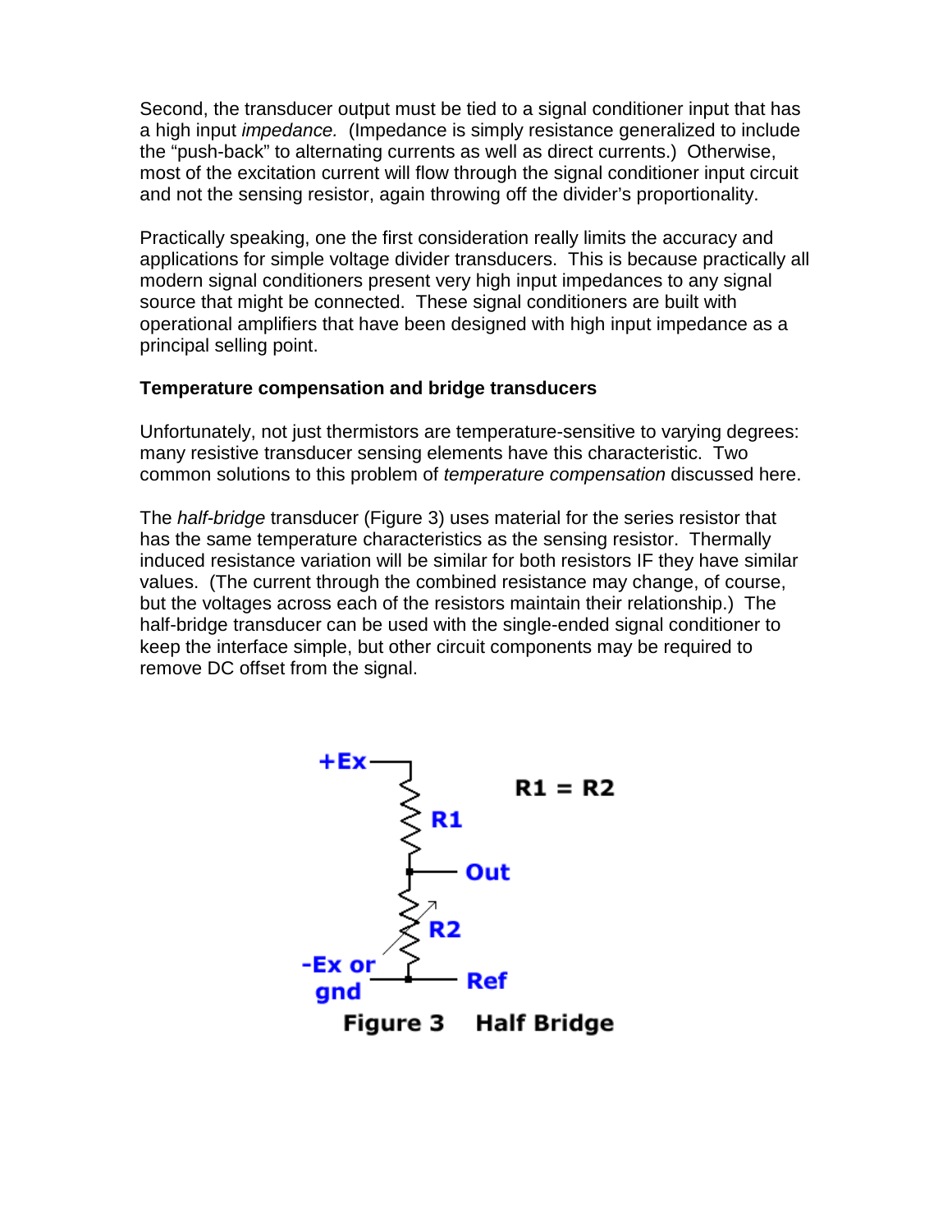Second, the transducer output must be tied to a signal conditioner input that has a high input *impedance.* (Impedance is simply resistance generalized to include the "push-back" to alternating currents as well as direct currents.) Otherwise, most of the excitation current will flow through the signal conditioner input circuit and not the sensing resistor, again throwing off the divider's proportionality.

Practically speaking, one the first consideration really limits the accuracy and applications for simple voltage divider transducers. This is because practically all modern signal conditioners present very high input impedances to any signal source that might be connected. These signal conditioners are built with operational amplifiers that have been designed with high input impedance as a principal selling point.

**Temperature compensation and bridge transducers**

Unfortunately, not just thermistors are temperature-sensitive to varying degrees: many resistive transducer sensing elements have this characteristic. Two common solutions to this problem of *temperature compensation* discussed here.

The *half-bridge* transducer (Figure 3) uses material for the series resistor that has the same temperature characteristics as the sensing resistor. Thermally induced resistance variation will be similar for both resistors IF they have similar values. (The current through the combined resistance may change, of course, but the voltages across each of the resistors maintain their relationship.) The half-bridge transducer can be used with the single-ended signal conditioner to keep the interface simple, but other circuit components may be required to remove DC offset from the signal.

+Ex, R1, Out, R2, -Ex or gnd, Ref

R1 = R2

**Figure 3 Half Bridge**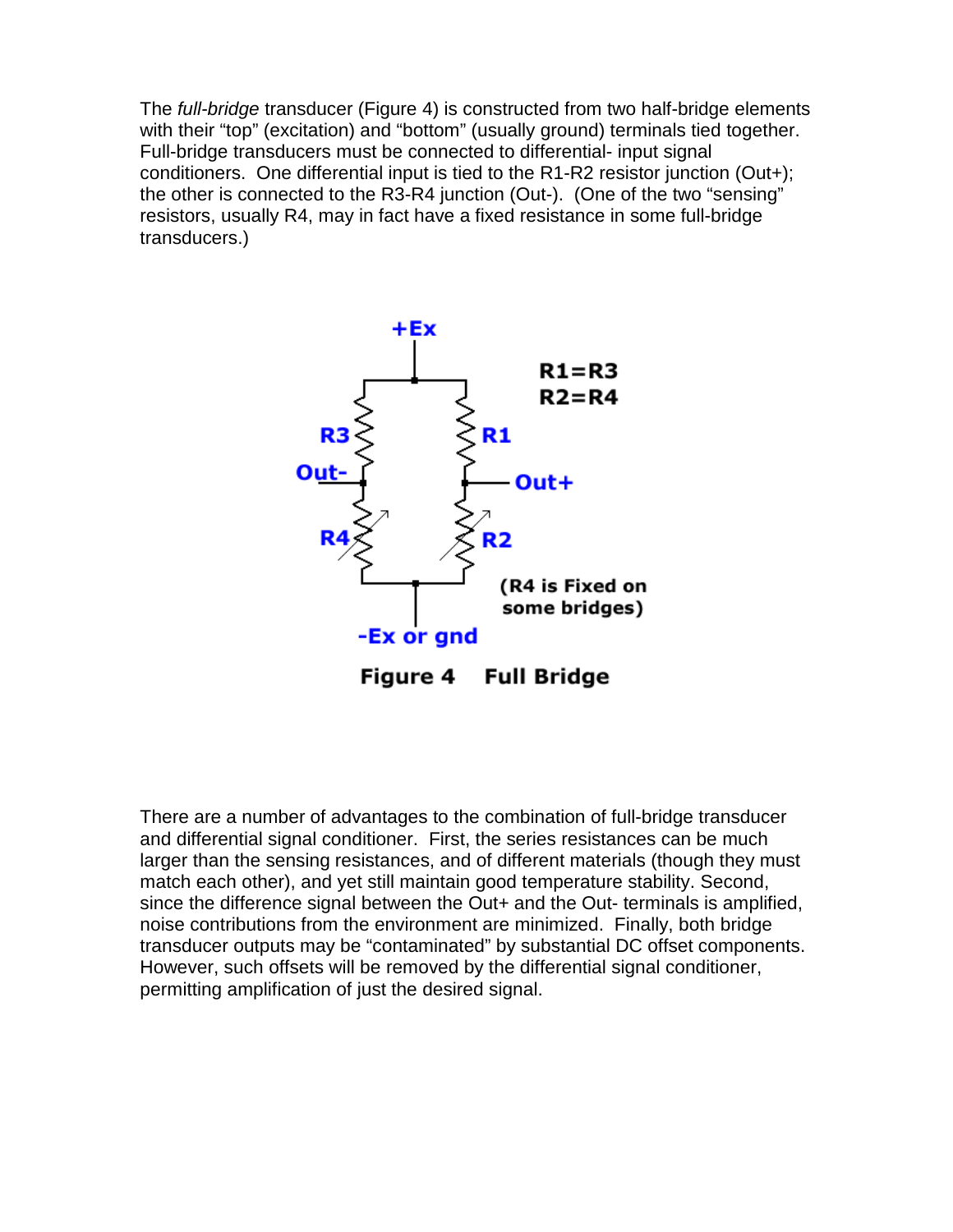The *full-bridge* transducer (Figure 4) is constructed from two half-bridge elements with their “top” (excitation) and “bottom” (usually ground) terminals tied together. Full-bridge transducers must be connected to differential- input signal conditioners. One differential input is tied to the R1-R2 resistor junction (Out+); the other is connected to the R3-R4 junction (Out-). (One of the two “sensing” resistors, usually R4, may in fact have a fixed resistance in some full-bridge transducers.)

**Figure 4 Full Bridge**

There are a number of advantages to the combination of full-bridge transducer and differential signal conditioner. First, the series resistances can be much larger than the sensing resistances, and of different materials (though they must match each other), and yet still maintain good temperature stability. Second, since the difference signal between the Out+ and the Out- terminals is amplified, noise contributions from the environment are minimized. Finally, both bridge transducer outputs may be “contaminated” by substantial DC offset components. However, such offsets will be removed by the differential signal conditioner, permitting amplification of just the desired signal.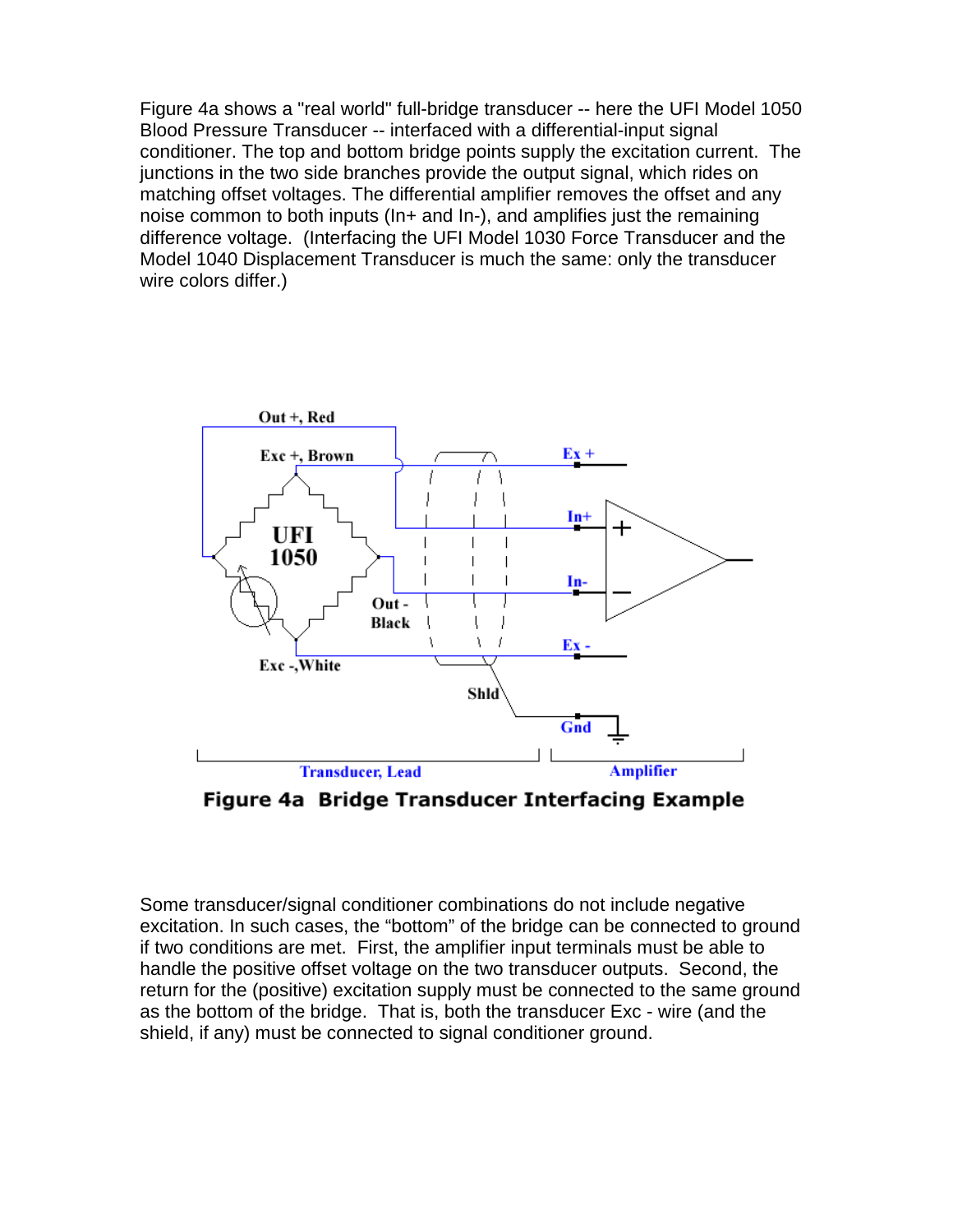Figure 4a shows a "real world" full-bridge transducer -- here the UFI Model 1050 Blood Pressure Transducer -- interfaced with a differential-input signal conditioner. The top and bottom bridge points supply the excitation current. The junctions in the two side branches provide the output signal, which rides on matching offset voltages. The differential amplifier removes the offset and any noise common to both inputs (In+ and In-), and amplifies just the remaining difference voltage. (Interfacing the UFI Model 1030 Force Transducer and the Model 1040 Displacement Transducer is much the same: only the transducer wire colors differ.)

Out +, Red

Exc +, Brown

Ex +

UFI 1050

In+

In-

Out - Black

Ex -

Exc -,White

Shld

Gnd

Transducer, Lead

Amplifier

**Figure 4a Bridge Transducer Interfacing Example**

Some transducer/signal conditioner combinations do not include negative excitation. In such cases, the "bottom" of the bridge can be connected to ground if two conditions are met. First, the amplifier input terminals must be able to handle the positive offset voltage on the two transducer outputs. Second, the return for the (positive) excitation supply must be connected to the same ground as the bottom of the bridge. That is, both the transducer Exc - wire (and the shield, if any) must be connected to signal conditioner ground.